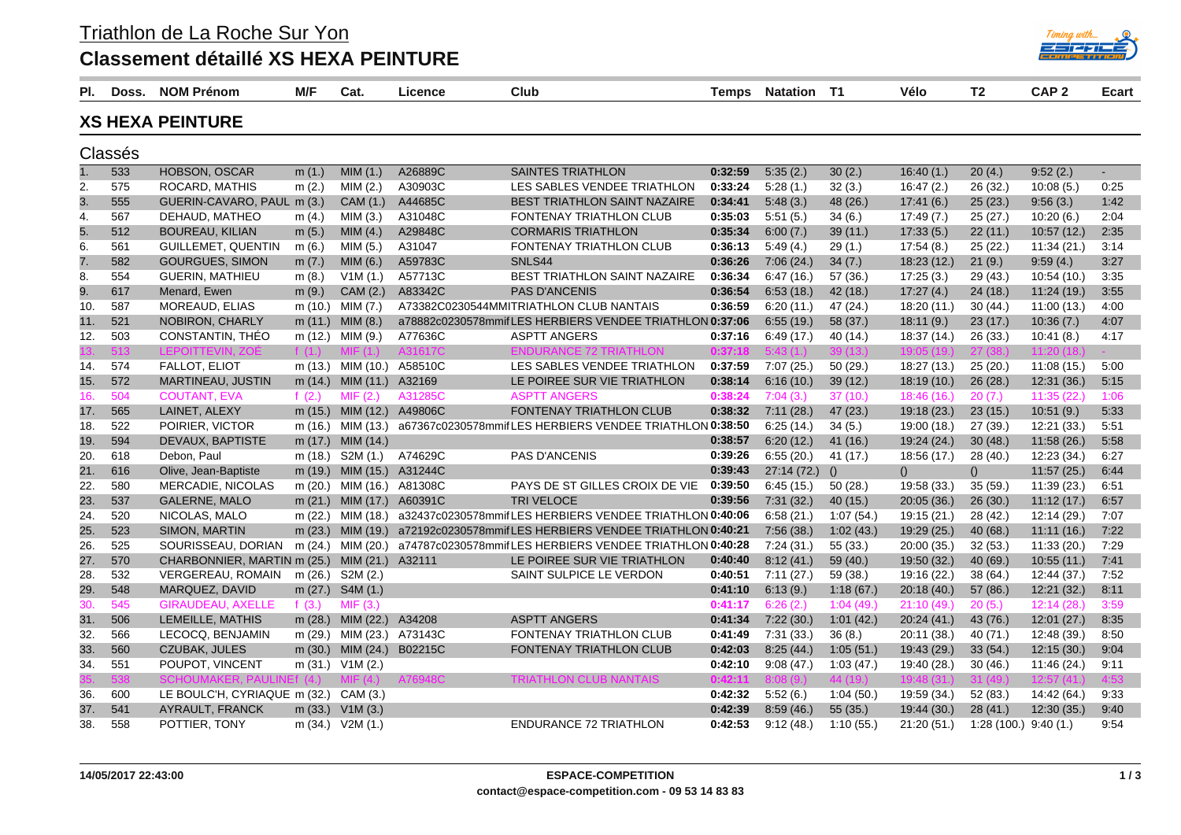# Triathlon de La Roche Sur Yon

## Classement détaillé XS HEXA PEINTURE

### XS HEXA PEINTURE

Classés

| Pl. | Doss. | NOM Prénom | M/F | Cat. | Licence | Club | Temps | Natation | T1 | Vélo | T2 | CAP 2 | Ecart |
|---|---|---|---|---|---|---|---|---|---|---|---|---|---|
| 1. | 533 | HOBSON, OSCAR | m (1.) | MIM (1.) | A26889C | SAINTES TRIATHLON | **0:32:59** | 5:35 (2.) | 30 (2.) | 16:40 (1.) | 20 (4.) | 9:52 (2.) | - |
| 2. | 575 | ROCARD, MATHIS | m (2.) | MIM (2.) | A30903C | LES SABLES VENDEE TRIATHLON | **0:33:24** | 5:28 (1.) | 32 (3.) | 16:47 (2.) | 26 (32.) | 10:08 (5.) | 0:25 |
| 3. | 555 | GUERIN-CAVARO, PAUL | m (3.) | CAM (1.) | A44685C | BEST TRIATHLON SAINT NAZAIRE | **0:34:41** | 5:48 (3.) | 48 (26.) | 17:41 (6.) | 25 (23.) | 9:56 (3.) | 1:42 |
| 4. | 567 | DEHAUD, MATHEO | m (4.) | MIM (3.) | A31048C | FONTENAY TRIATHLON CLUB | **0:35:03** | 5:51 (5.) | 34 (6.) | 17:49 (7.) | 25 (27.) | 10:20 (6.) | 2:04 |
| 5. | 512 | BOUREAU, KILIAN | m (5.) | MIM (4.) | A29848C | CORMARIS TRIATHLON | **0:35:34** | 6:00 (7.) | 39 (11.) | 17:33 (5.) | 22 (11.) | 10:57 (12.) | 2:35 |
| 6. | 561 | GUILLEMET, QUENTIN | m (6.) | MIM (5.) | A31047 | FONTENAY TRIATHLON CLUB | **0:36:13** | 5:49 (4.) | 29 (1.) | 17:54 (8.) | 25 (22.) | 11:34 (21.) | 3:14 |
| 7. | 582 | GOURGUES, SIMON | m (7.) | MIM (6.) | A59783C | SNLS44 | **0:36:26** | 7:06 (24.) | 34 (7.) | 18:23 (12.) | 21 (9.) | 9:59 (4.) | 3:27 |
| 8. | 554 | GUERIN, MATHIEU | m (8.) | V1M (1.) | A57713C | BEST TRIATHLON SAINT NAZAIRE | **0:36:34** | 6:47 (16.) | 57 (36.) | 17:25 (3.) | 29 (43.) | 10:54 (10.) | 3:35 |
| 9. | 617 | Menard, Ewen | m (9.) | CAM (2.) | A83342C | PAS D'ANCENIS | **0:36:54** | 6:53 (18.) | 42 (18.) | 17:27 (4.) | 24 (18.) | 11:24 (19.) | 3:55 |
| 10. | 587 | MOREAUD, ELIAS | m (10.) | MIM (7.) | A73382C0230544MMI | TRIATHLON CLUB NANTAIS | **0:36:59** | 6:20 (11.) | 47 (24.) | 18:20 (11.) | 30 (44.) | 11:00 (13.) | 4:00 |
| 11. | 521 | NOBIRON, CHARLY | m (11.) | MIM (8.) | a78882c0230578mmif | LES HERBIERS VENDEE TRIATHLON | **0:37:06** | 6:55 (19.) | 58 (37.) | 18:11 (9.) | 23 (17.) | 10:36 (7.) | 4:07 |
| 12. | 503 | CONSTANTIN, THÉO | m (12.) | MIM (9.) | A77636C | ASPTT ANGERS | **0:37:16** | 6:49 (17.) | 40 (14.) | 18:37 (14.) | 26 (33.) | 10:41 (8.) | 4:17 |
| 13. | 513 | LEPOITTEVIN, ZOÉ | f (1.) | MIF (1.) | A31617C | ENDURANCE 72 TRIATHLON | **0:37:18** | 5:43 (1.) | 39 (13.) | 19:05 (19.) | 27 (38.) | 11:20 (18.) | - |
| 14. | 574 | FALLOT, ELIOT | m (13.) | MIM (10.) | A58510C | LES SABLES VENDEE TRIATHLON | **0:37:59** | 7:07 (25.) | 50 (29.) | 18:27 (13.) | 25 (20.) | 11:08 (15.) | 5:00 |
| 15. | 572 | MARTINEAU, JUSTIN | m (14.) | MIM (11.) | A32169 | LE POIREE SUR VIE TRIATHLON | **0:38:14** | 6:16 (10.) | 39 (12.) | 18:19 (10.) | 26 (28.) | 12:31 (36.) | 5:15 |
| 16. | 504 | COUTANT, EVA | f (2.) | MIF (2.) | A31285C | ASPTT ANGERS | **0:38:24** | 7:04 (3.) | 37 (10.) | 18:46 (16.) | 20 (7.) | 11:35 (22.) | 1:06 |
| 17. | 565 | LAINET, ALEXY | m (15.) | MIM (12.) | A49806C | FONTENAY TRIATHLON CLUB | **0:38:32** | 7:11 (28.) | 47 (23.) | 19:18 (23.) | 23 (15.) | 10:51 (9.) | 5:33 |
| 18. | 522 | POIRIER, VICTOR | m (16.) | MIM (13.) | a67367c0230578mmif | LES HERBIERS VENDEE TRIATHLON | **0:38:50** | 6:25 (14.) | 34 (5.) | 19:00 (18.) | 27 (39.) | 12:21 (33.) | 5:51 |
| 19. | 594 | DEVAUX, BAPTISTE | m (17.) | MIM (14.) | | | **0:38:57** | 6:20 (12.) | 41 (16.) | 19:24 (24.) | 30 (48.) | 11:58 (26.) | 5:58 |
| 20. | 618 | Debon, Paul | m (18.) | S2M (1.) | A74629C | PAS D'ANCENIS | **0:39:26** | 6:55 (20.) | 41 (17.) | 18:56 (17.) | 28 (40.) | 12:23 (34.) | 6:27 |
| 21. | 616 | Olive, Jean-Baptiste | m (19.) | MIM (15.) | A31244C | | **0:39:43** | 27:14 (72.) | () | () | () | 11:57 (25.) | 6:44 |
| 22. | 580 | MERCADIE, NICOLAS | m (20.) | MIM (16.) | A81308C | PAYS DE ST GILLES CROIX DE VIE | **0:39:50** | 6:45 (15.) | 50 (28.) | 19:58 (33.) | 35 (59.) | 11:39 (23.) | 6:51 |
| 23. | 537 | GALERNE, MALO | m (21.) | MIM (17.) | A60391C | TRI VELOCE | **0:39:56** | 7:31 (32.) | 40 (15.) | 20:05 (36.) | 26 (30.) | 11:12 (17.) | 6:57 |
| 24. | 520 | NICOLAS, MALO | m (22.) | MIM (18.) | a32437c0230578mmif | LES HERBIERS VENDEE TRIATHLON | **0:40:06** | 6:58 (21.) | 1:07 (54.) | 19:15 (21.) | 28 (42.) | 12:14 (29.) | 7:07 |
| 25. | 523 | SIMON, MARTIN | m (23.) | MIM (19.) | a72192c0230578mmif | LES HERBIERS VENDEE TRIATHLON | **0:40:21** | 7:56 (38.) | 1:02 (43.) | 19:29 (25.) | 40 (68.) | 11:11 (16.) | 7:22 |
| 26. | 525 | SOURISSEAU, DORIAN | m (24.) | MIM (20.) | a74787c0230578mmif | LES HERBIERS VENDEE TRIATHLON | **0:40:28** | 7:24 (31.) | 55 (33.) | 20:00 (35.) | 32 (53.) | 11:33 (20.) | 7:29 |
| 27. | 570 | CHARBONNIER, MARTIN | m (25.) | MIM (21.) | A32111 | LE POIREE SUR VIE TRIATHLON | **0:40:40** | 8:12 (41.) | 59 (40.) | 19:50 (32.) | 40 (69.) | 10:55 (11.) | 7:41 |
| 28. | 532 | VERGEREAU, ROMAIN | m (26.) | S2M (2.) | | SAINT SULPICE LE VERDON | **0:40:51** | 7:11 (27.) | 59 (38.) | 19:16 (22.) | 38 (64.) | 12:44 (37.) | 7:52 |
| 29. | 548 | MARQUEZ, DAVID | m (27.) | S4M (1.) | | | **0:41:10** | 6:13 (9.) | 1:18 (67.) | 20:18 (40.) | 57 (86.) | 12:21 (32.) | 8:11 |
| 30. | 545 | GIRAUDEAU, AXELLE | f (3.) | MIF (3.) | | | **0:41:17** | 6:26 (2.) | 1:04 (49.) | 21:10 (49.) | 20 (5.) | 12:14 (28.) | 3:59 |
| 31. | 506 | LEMEILLE, MATHIS | m (28.) | MIM (22.) | A34208 | ASPTT ANGERS | **0:41:34** | 7:22 (30.) | 1:01 (42.) | 20:24 (41.) | 43 (76.) | 12:01 (27.) | 8:35 |
| 32. | 566 | LECOCQ, BENJAMIN | m (29.) | MIM (23.) | A73143C | FONTENAY TRIATHLON CLUB | **0:41:49** | 7:31 (33.) | 36 (8.) | 20:11 (38.) | 40 (71.) | 12:48 (39.) | 8:50 |
| 33. | 560 | CZUBAK, JULES | m (30.) | MIM (24.) | B02215C | FONTENAY TRIATHLON CLUB | **0:42:03** | 8:25 (44.) | 1:05 (51.) | 19:43 (29.) | 33 (54.) | 12:15 (30.) | 9:04 |
| 34. | 551 | POUPOT, VINCENT | m (31.) | V1M (2.) | | | **0:42:10** | 9:08 (47.) | 1:03 (47.) | 19:40 (28.) | 30 (46.) | 11:46 (24.) | 9:11 |
| 35. | 538 | SCHOUMAKER, PAULINE | f (4.) | MIF (4.) | A76948C | TRIATHLON CLUB NANTAIS | **0:42:11** | 8:08 (9.) | 44 (19.) | 19:48 (31.) | 31 (49.) | 12:57 (41.) | 4:53 |
| 36. | 600 | LE BOULC'H, CYRIAQUE | m (32.) | CAM (3.) | | | **0:42:32** | 5:52 (6.) | 1:04 (50.) | 19:59 (34.) | 52 (83.) | 14:42 (64.) | 9:33 |
| 37. | 541 | AYRAULT, FRANCK | m (33.) | V1M (3.) | | | **0:42:39** | 8:59 (46.) | 55 (35.) | 19:44 (30.) | 28 (41.) | 12:30 (35.) | 9:40 |
| 38. | 558 | POTTIER, TONY | m (34.) | V2M (1.) | | ENDURANCE 72 TRIATHLON | **0:42:53** | 9:12 (48.) | 1:10 (55.) | 21:20 (51.) | 1:28 (100.) | 9:40 (1.) | 9:54 |

14/05/2017 22:43:00

**ESPACE-COMPETITION**
**contact@espace-competition.com - 09 53 14 83 83**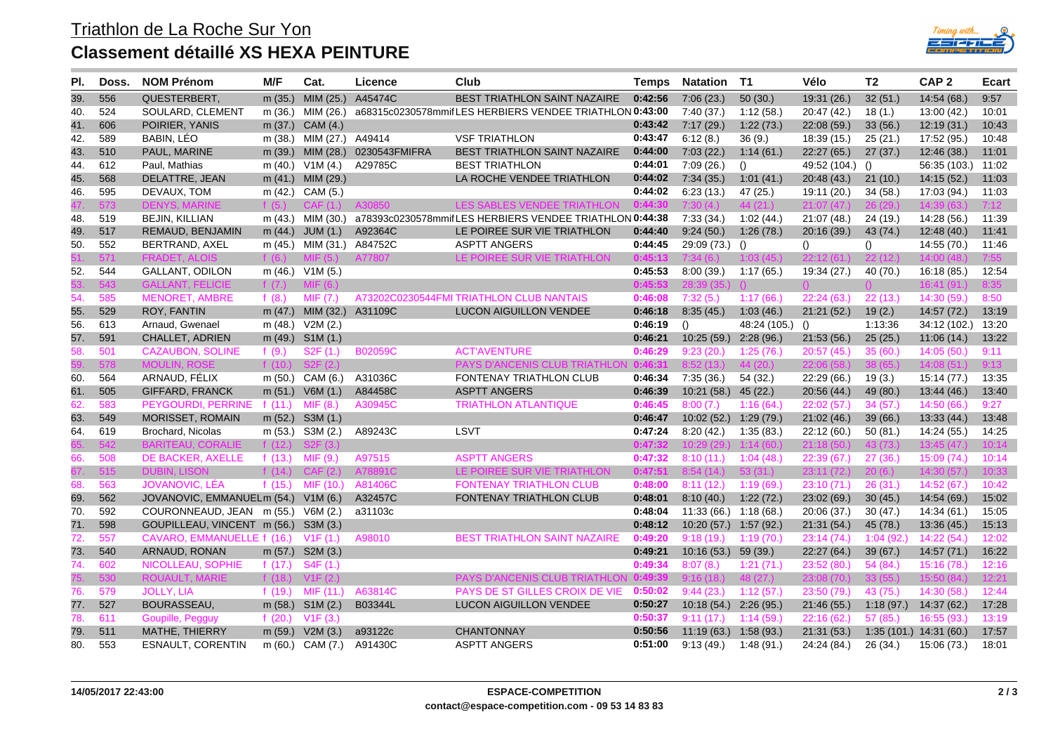# Triathlon de La Roche Sur Yon

## Classement détaillé XS HEXA PEINTURE

| Pl. | Doss. | NOM Prénom | M/F | Cat. | Licence | Club | Temps | Natation | T1 | Vélo | T2 | CAP 2 | Ecart |
|---|---|---|---|---|---|---|---|---|---|---|---|---|---|
| 39. | 556 | QUESTERBERT, | m (35.) | MIM (25.) | A45474C | BEST TRIATHLON SAINT NAZAIRE | 0:42:56 | 7:06 (23.) | 50 (30.) | 19:31 (26.) | 32 (51.) | 14:54 (68.) | 9:57 |
| 40. | 524 | SOULARD, CLEMENT | m (36.) | MIM (26.) | a68315c0230578mmif | LES HERBIERS VENDEE TRIATHLON | 0:43:00 | 7:40 (37.) | 1:12 (58.) | 20:47 (42.) | 18 (1.) | 13:00 (42.) | 10:01 |
| 41. | 606 | POIRIER, YANIS | m (37.) | CAM (4.) | | | 0:43:42 | 7:17 (29.) | 1:22 (73.) | 22:08 (59.) | 33 (56.) | 12:19 (31.) | 10:43 |
| 42. | 589 | BABIN, LÉO | m (38.) | MIM (27.) | A49414 | VSF TRIATHLON | 0:43:47 | 6:12 (8.) | 36 (9.) | 18:39 (15.) | 25 (21.) | 17:52 (95.) | 10:48 |
| 43. | 510 | PAUL, MARINE | m (39.) | MIM (28.) | 0230543FMIFRA | BEST TRIATHLON SAINT NAZAIRE | 0:44:00 | 7:03 (22.) | 1:14 (61.) | 22:27 (65.) | 27 (37.) | 12:46 (38.) | 11:01 |
| 44. | 612 | Paul, Mathias | m (40.) | V1M (4.) | A29785C | BEST TRIATHLON | 0:44:01 | 7:09 (26.) | () | 49:52 (104.) | () | 56:35 (103.) | 11:02 |
| 45. | 568 | DELATTRE, JEAN | m (41.) | MIM (29.) | | LA ROCHE VENDEE TRIATHLON | 0:44:02 | 7:34 (35.) | 1:01 (41.) | 20:48 (43.) | 21 (10.) | 14:15 (52.) | 11:03 |
| 46. | 595 | DEVAUX, TOM | m (42.) | CAM (5.) | | | 0:44:02 | 6:23 (13.) | 47 (25.) | 19:11 (20.) | 34 (58.) | 17:03 (94.) | 11:03 |
| 47. | 573 | DENYS, MARINE | f (5.) | CAF (1.) | A30850 | LES SABLES VENDEE TRIATHLON | 0:44:30 | 7:30 (4.) | 44 (21.) | 21:07 (47.) | 26 (29.) | 14:39 (63.) | 7:12 |
| 48. | 519 | BEJIN, KILLIAN | m (43.) | MIM (30.) | a78393c0230578mmif | LES HERBIERS VENDEE TRIATHLON | 0:44:38 | 7:33 (34.) | 1:02 (44.) | 21:07 (48.) | 24 (19.) | 14:28 (56.) | 11:39 |
| 49. | 517 | REMAUD, BENJAMIN | m (44.) | JUM (1.) | A92364C | LE POIREE SUR VIE TRIATHLON | 0:44:40 | 9:24 (50.) | 1:26 (78.) | 20:16 (39.) | 43 (74.) | 12:48 (40.) | 11:41 |
| 50. | 552 | BERTRAND, AXEL | m (45.) | MIM (31.) | A84752C | ASPTT ANGERS | 0:44:45 | 29:09 (73.) | () | () | () | 14:55 (70.) | 11:46 |
| 51. | 571 | FRADET, ALOIS | f (6.) | MIF (5.) | A77807 | LE POIREE SUR VIE TRIATHLON | 0:45:13 | 7:34 (6.) | 1:03 (45.) | 22:12 (61.) | 22 (12.) | 14:00 (48.) | 7:55 |
| 52. | 544 | GALLANT, ODILON | m (46.) | V1M (5.) | | | 0:45:53 | 8:00 (39.) | 1:17 (65.) | 19:34 (27.) | 40 (70.) | 16:18 (85.) | 12:54 |
| 53. | 543 | GALLANT, FELICIE | f (7.) | MIF (6.) | | | 0:45:53 | 28:39 (35.) | () | () | () | 16:41 (91.) | 8:35 |
| 54. | 585 | MENORET, AMBRE | f (8.) | MIF (7.) | A73202C0230544FMI | TRIATHLON CLUB NANTAIS | 0:46:08 | 7:32 (5.) | 1:17 (66.) | 22:24 (63.) | 22 (13.) | 14:30 (59.) | 8:50 |
| 55. | 529 | ROY, FANTIN | m (47.) | MIM (32.) | A31109C | LUCON AIGUILLON VENDEE | 0:46:18 | 8:35 (45.) | 1:03 (46.) | 21:21 (52.) | 19 (2.) | 14:57 (72.) | 13:19 |
| 56. | 613 | Arnaud, Gwenael | m (48.) | V2M (2.) | | | 0:46:19 | () | 48:24 (105.) | () | 1:13:36 | 34:12 (102.) | 13:20 |
| 57. | 591 | CHALLET, ADRIEN | m (49.) | S1M (1.) | | | 0:46:21 | 10:25 (59.) | 2:28 (96.) | 21:53 (56.) | 25 (25.) | 11:06 (14.) | 13:22 |
| 58. | 501 | CAZAUBON, SOLINE | f (9.) | S2F (1.) | B02059C | ACT'AVENTURE | 0:46:29 | 9:23 (20.) | 1:25 (76.) | 20:57 (45.) | 35 (60.) | 14:05 (50.) | 9:11 |
| 59. | 578 | MOULIN, ROSE | f (10.) | S2F (2.) | | PAYS D'ANCENIS CLUB TRIATHLON | 0:46:31 | 8:52 (13.) | 44 (20.) | 22:06 (58.) | 38 (65.) | 14:08 (51.) | 9:13 |
| 60. | 564 | ARNAUD, FÉLIX | m (50.) | CAM (6.) | A31036C | FONTENAY TRIATHLON CLUB | 0:46:34 | 7:35 (36.) | 54 (32.) | 22:29 (66.) | 19 (3.) | 15:14 (77.) | 13:35 |
| 61. | 505 | GIFFARD, FRANCK | m (51.) | V6M (1.) | A84458C | ASPTT ANGERS | 0:46:39 | 10:21 (58.) | 45 (22.) | 20:56 (44.) | 49 (80.) | 13:44 (46.) | 13:40 |
| 62. | 583 | PEYGOURDI, PERRINE | f (11.) | MIF (8.) | A30945C | TRIATHLON ATLANTIQUE | 0:46:45 | 8:00 (7.) | 1:16 (64.) | 22:02 (57.) | 34 (57.) | 14:50 (66.) | 9:27 |
| 63. | 549 | MORISSET, ROMAIN | m (52.) | S3M (1.) | | | 0:46:47 | 10:02 (52.) | 1:29 (79.) | 21:02 (46.) | 39 (66.) | 13:33 (44.) | 13:48 |
| 64. | 619 | Brochard, Nicolas | m (53.) | S3M (2.) | A89243C | LSVT | 0:47:24 | 8:20 (42.) | 1:35 (83.) | 22:12 (60.) | 50 (81.) | 14:24 (55.) | 14:25 |
| 65. | 542 | BARITEAU, CORALIE | f (12.) | S2F (3.) | | | 0:47:32 | 10:29 (29.) | 1:14 (60.) | 21:18 (50.) | 43 (73.) | 13:45 (47.) | 10:14 |
| 66. | 508 | DE BACKER, AXELLE | f (13.) | MIF (9.) | A97515 | ASPTT ANGERS | 0:47:32 | 8:10 (11.) | 1:04 (48.) | 22:39 (67.) | 27 (36.) | 15:09 (74.) | 10:14 |
| 67. | 515 | DUBIN, LISON | f (14.) | CAF (2.) | A78891C | LE POIREE SUR VIE TRIATHLON | 0:47:51 | 8:54 (14.) | 53 (31.) | 23:11 (72.) | 20 (6.) | 14:30 (57.) | 10:33 |
| 68. | 563 | JOVANOVIC, LÉA | f (15.) | MIF (10.) | A81406C | FONTENAY TRIATHLON CLUB | 0:48:00 | 8:11 (12.) | 1:19 (69.) | 23:10 (71.) | 26 (31.) | 14:52 (67.) | 10:42 |
| 69. | 562 | JOVANOVIC, EMMANUEL | m (54.) | V1M (6.) | A32457C | FONTENAY TRIATHLON CLUB | 0:48:01 | 8:10 (40.) | 1:22 (72.) | 23:02 (69.) | 30 (45.) | 14:54 (69.) | 15:02 |
| 70. | 592 | COURONNEAUD, JEAN | m (55.) | V6M (2.) | a31103c | | 0:48:04 | 11:33 (66.) | 1:18 (68.) | 20:06 (37.) | 30 (47.) | 14:34 (61.) | 15:05 |
| 71. | 598 | GOUPILLEAU, VINCENT | m (56.) | S3M (3.) | | | 0:48:12 | 10:20 (57.) | 1:57 (92.) | 21:31 (54.) | 45 (78.) | 13:36 (45.) | 15:13 |
| 72. | 557 | CAVARO, EMMANUELLE | f (16.) | V1F (1.) | A98010 | BEST TRIATHLON SAINT NAZAIRE | 0:49:20 | 9:18 (19.) | 1:19 (70.) | 23:14 (74.) | 1:04 (92.) | 14:22 (54.) | 12:02 |
| 73. | 540 | ARNAUD, RONAN | m (57.) | S2M (3.) | | | 0:49:21 | 10:16 (53.) | 59 (39.) | 22:27 (64.) | 39 (67.) | 14:57 (71.) | 16:22 |
| 74. | 602 | NICOLLEAU, SOPHIE | f (17.) | S4F (1.) | | | 0:49:34 | 8:07 (8.) | 1:21 (71.) | 23:52 (80.) | 54 (84.) | 15:16 (78.) | 12:16 |
| 75. | 530 | ROUAULT, MARIE | f (18.) | V1F (2.) | | PAYS D'ANCENIS CLUB TRIATHLON | 0:49:39 | 9:16 (18.) | 48 (27.) | 23:08 (70.) | 33 (55.) | 15:50 (84.) | 12:21 |
| 76. | 579 | JOLLY, LIA | f (19.) | MIF (11.) | A63814C | PAYS DE ST GILLES CROIX DE VIE | 0:50:02 | 9:44 (23.) | 1:12 (57.) | 23:50 (79.) | 43 (75.) | 14:30 (58.) | 12:44 |
| 77. | 527 | BOURASSEAU, | m (58.) | S1M (2.) | B03344L | LUCON AIGUILLON VENDEE | 0:50:27 | 10:18 (54.) | 2:26 (95.) | 21:46 (55.) | 1:18 (97.) | 14:37 (62.) | 17:28 |
| 78. | 611 | Goupille, Pegguy | f (20.) | V1F (3.) | | | 0:50:37 | 9:11 (17.) | 1:14 (59.) | 22:16 (62.) | 57 (85.) | 16:55 (93.) | 13:19 |
| 79. | 511 | MATHE, THIERRY | m (59.) | V2M (3.) | a93122c | CHANTONNAY | 0:50:56 | 11:19 (63.) | 1:58 (93.) | 21:31 (53.) | 1:35 (101.) | 14:31 (60.) | 17:57 |
| 80. | 553 | ESNAULT, CORENTIN | m (60.) | CAM (7.) | A91430C | ASPTT ANGERS | 0:51:00 | 9:13 (49.) | 1:48 (91.) | 24:24 (84.) | 26 (34.) | 15:06 (73.) | 18:01 |

14/05/2017 22:43:00

**ESPACE-COMPETITION**
**contact@espace-competition.com - 09 53 14 83 83**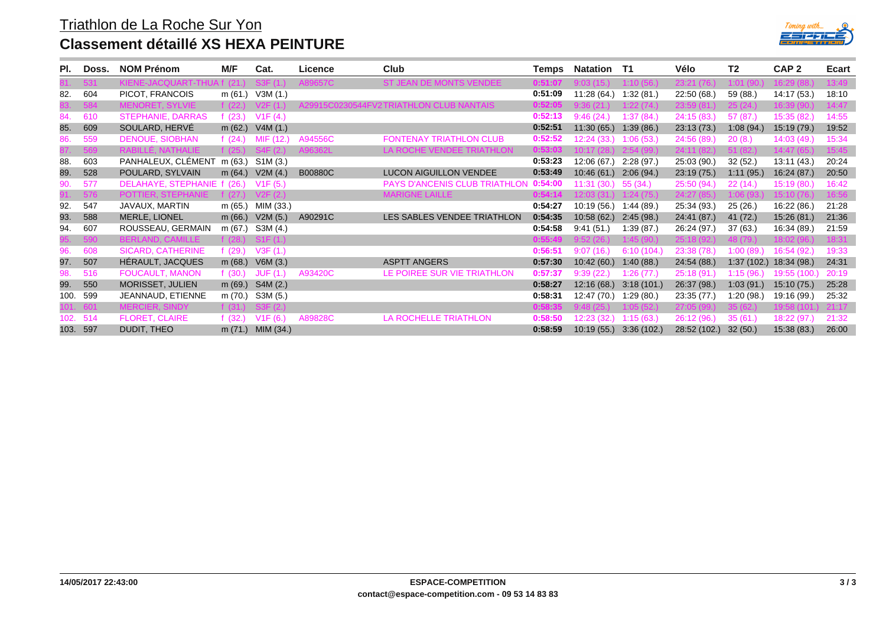# Triathlon de La Roche Sur Yon

## Classement détaillé XS HEXA PEINTURE

| Pl. | Doss. | NOM Prénom | M/F | Cat. | Licence | Club | Temps | Natation | T1 | Vélo | T2 | CAP 2 | Ecart |
|---|---|---|---|---|---|---|---|---|---|---|---|---|---|
| 81. | 531 | KIENE-JACQUART-THUA | f (21.) | S3F (1.) | A89657C | ST JEAN DE MONTS VENDEE | 0:51:07 | 9:03 (15.) | 1:10 (56.) | 23:21 (76.) | 1:01 (90.) | 16:29 (88.) | 13:49 |
| 82. | 604 | PICOT, FRANCOIS | m (61.) | V3M (1.) | | | 0:51:09 | 11:28 (64.) | 1:32 (81.) | 22:50 (68.) | 59 (88.) | 14:17 (53.) | 18:10 |
| 83. | 584 | MENORET, SYLVIE | f (22.) | V2F (1.) | A29915C0230544FV2 | TRIATHLON CLUB NANTAIS | 0:52:05 | 9:36 (21.) | 1:22 (74.) | 23:59 (81.) | 25 (24.) | 16:39 (90.) | 14:47 |
| 84. | 610 | STEPHANIE, DARRAS | f (23.) | V1F (4.) | | | 0:52:13 | 9:46 (24.) | 1:37 (84.) | 24:15 (83.) | 57 (87.) | 15:35 (82.) | 14:55 |
| 85. | 609 | SOULARD, HERVÉ | m (62.) | V4M (1.) | | | 0:52:51 | 11:30 (65.) | 1:39 (86.) | 23:13 (73.) | 1:08 (94.) | 15:19 (79.) | 19:52 |
| 86. | 559 | DENOUE, SIOBHAN | f (24.) | MIF (12.) | A94556C | FONTENAY TRIATHLON CLUB | 0:52:52 | 12:24 (33.) | 1:06 (53.) | 24:56 (89.) | 20 (8.) | 14:03 (49.) | 15:34 |
| 87. | 569 | RABILLÉ, NATHALIE | f (25.) | S4F (2.) | A96362L | LA ROCHE VENDEE TRIATHLON | 0:53:03 | 10:17 (28.) | 2:54 (99.) | 24:11 (82.) | 51 (82.) | 14:47 (65.) | 15:45 |
| 88. | 603 | PANHALEUX, CLÉMENT | m (63.) | S1M (3.) | | | 0:53:23 | 12:06 (67.) | 2:28 (97.) | 25:03 (90.) | 32 (52.) | 13:11 (43.) | 20:24 |
| 89. | 528 | POULARD, SYLVAIN | m (64.) | V2M (4.) | B00880C | LUCON AIGUILLON VENDEE | 0:53:49 | 10:46 (61.) | 2:06 (94.) | 23:19 (75.) | 1:11 (95.) | 16:24 (87.) | 20:50 |
| 90. | 577 | DELAHAYE, STEPHANIE | f (26.) | V1F (5.) | | PAYS D'ANCENIS CLUB TRIATHLON | 0:54:00 | 11:31 (30.) | 55 (34.) | 25:50 (94.) | 22 (14.) | 15:19 (80.) | 16:42 |
| 91. | 576 | POTTIER, STEPHANIE | f (27.) | V2F (2.) | | MARIGNE LAILLE | 0:54:14 | 12:03 (31.) | 1:24 (75.) | 24:27 (85.) | 1:06 (93.) | 15:10 (76.) | 16:56 |
| 92. | 547 | JAVAUX, MARTIN | m (65.) | MIM (33.) | | | 0:54:27 | 10:19 (56.) | 1:44 (89.) | 25:34 (93.) | 25 (26.) | 16:22 (86.) | 21:28 |
| 93. | 588 | MERLE, LIONEL | m (66.) | V2M (5.) | A90291C | LES SABLES VENDEE TRIATHLON | 0:54:35 | 10:58 (62.) | 2:45 (98.) | 24:41 (87.) | 41 (72.) | 15:26 (81.) | 21:36 |
| 94. | 607 | ROUSSEAU, GERMAIN | m (67.) | S3M (4.) | | | 0:54:58 | 9:41 (51.) | 1:39 (87.) | 26:24 (97.) | 37 (63.) | 16:34 (89.) | 21:59 |
| 95. | 590 | BERLAND, CAMILLE | f (28.) | S1F (1.) | | | 0:55:49 | 9:52 (26.) | 1:45 (90.) | 25:18 (92.) | 48 (79.) | 18:02 (96.) | 18:31 |
| 96. | 608 | SICARD, CATHERINE | f (29.) | V3F (1.) | | | 0:56:51 | 9:07 (16.) | 6:10 (104.) | 23:38 (78.) | 1:00 (89.) | 16:54 (92.) | 19:33 |
| 97. | 507 | HÉRAULT, JACQUES | m (68.) | V6M (3.) | | ASPTT ANGERS | 0:57:30 | 10:42 (60.) | 1:40 (88.) | 24:54 (88.) | 1:37 (102.) | 18:34 (98.) | 24:31 |
| 98. | 516 | FOUCAULT, MANON | f (30.) | JUF (1.) | A93420C | LE POIREE SUR VIE TRIATHLON | 0:57:37 | 9:39 (22.) | 1:26 (77.) | 25:18 (91.) | 1:15 (96.) | 19:55 (100.) | 20:19 |
| 99. | 550 | MORISSET, JULIEN | m (69.) | S4M (2.) | | | 0:58:27 | 12:16 (68.) | 3:18 (101.) | 26:37 (98.) | 1:03 (91.) | 15:10 (75.) | 25:28 |
| 100. | 599 | JEANNAUD, ETIENNE | m (70.) | S3M (5.) | | | 0:58:31 | 12:47 (70.) | 1:29 (80.) | 23:35 (77.) | 1:20 (98.) | 19:16 (99.) | 25:32 |
| 101. | 601 | MERCIER, SINDY | f (31.) | S3F (2.) | | | 0:58:35 | 9:48 (25.) | 1:05 (52.) | 27:05 (99.) | 35 (62.) | 19:58 (101.) | 21:17 |
| 102. | 514 | FLORET, CLAIRE | f (32.) | V1F (6.) | A89828C | LA ROCHELLE TRIATHLON | 0:58:50 | 12:23 (32.) | 1:15 (63.) | 26:12 (96.) | 35 (61.) | 18:22 (97.) | 21:32 |
| 103. | 597 | DUDIT, THEO | m (71.) | MIM (34.) | | | 0:58:59 | 10:19 (55.) | 3:36 (102.) | 28:52 (102.) | 32 (50.) | 15:38 (83.) | 26:00 |

14/05/2017 22:43:00

**ESPACE-COMPETITION**
**contact@espace-competition.com - 09 53 14 83 83**